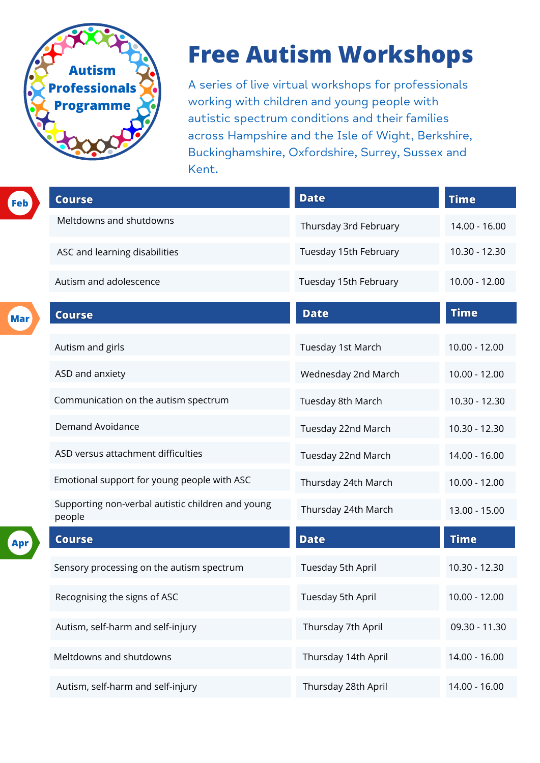Autism Professionals Programme

# Free Autism Workshops

A series of live virtual workshops for professionals working with children and young people with autistic spectrum conditions and their families across Hampshire and the Isle of Wight, Berkshire, Buckinghamshire, Oxfordshire, Surrey, Sussex and Kent.

## Feb

| Course | Date | Time |
|---|---|---|
| Meltdowns and shutdowns | Thursday 3rd February | 14.00 - 16.00 |
| ASC and learning disabilities | Tuesday 15th February | 10.30 - 12.30 |
| Autism and adolescence | Tuesday 15th February | 10.00 - 12.00 |

## Mar

| Course | Date | Time |
|---|---|---|
| Autism and girls | Tuesday 1st March | 10.00 - 12.00 |
| ASD and anxiety | Wednesday 2nd March | 10.00 - 12.00 |
| Communication on the autism spectrum | Tuesday 8th March | 10.30 - 12.30 |
| Demand Avoidance | Tuesday 22nd March | 10.30 - 12.30 |
| ASD versus attachment difficulties | Tuesday 22nd March | 14.00 - 16.00 |
| Emotional support for young people with ASC | Thursday 24th March | 10.00 - 12.00 |
| Supporting non-verbal autistic children and young people | Thursday 24th March | 13.00 - 15.00 |

## Apr

| Course | Date | Time |
|---|---|---|
| Sensory processing on the autism spectrum | Tuesday 5th April | 10.30 - 12.30 |
| Recognising the signs of ASC | Tuesday 5th April | 10.00 - 12.00 |
| Autism, self-harm and self-injury | Thursday 7th April | 09.30 - 11.30 |
| Meltdowns and shutdowns | Thursday 14th April | 14.00 - 16.00 |
| Autism, self-harm and self-injury | Thursday 28th April | 14.00 - 16.00 |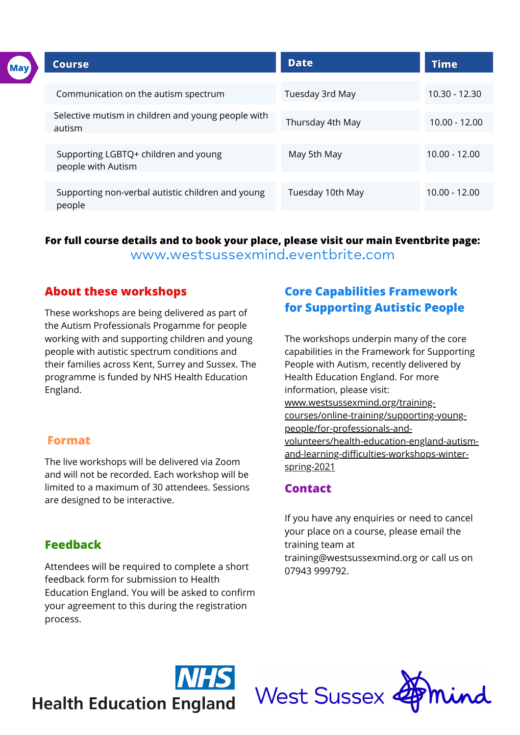May

| Course | Date | Time |
|---|---|---|
| Communication on the autism spectrum | Tuesday 3rd May | 10.30 - 12.30 |
| Selective mutism in children and young people with autism | Thursday 4th May | 10.00 - 12.00 |
| Supporting LGBTQ+ children and young people with Autism | May 5th May | 10.00 - 12.00 |
| Supporting non-verbal autistic children and young people | Tuesday 10th May | 10.00 - 12.00 |

**For full course details and to book your place, please visit our main Eventbrite page:**
www.westsussexmind.eventbrite.com

## About these workshops

These workshops are being delivered as part of the Autism Professionals Progamme for people working with and supporting children and young people with autistic spectrum conditions and their families across Kent, Surrey and Sussex. The programme is funded by NHS Health Education England.

## Format

The live workshops will be delivered via Zoom and will not be recorded. Each workshop will be limited to a maximum of 30 attendees. Sessions are designed to be interactive.

## Feedback

Attendees will be required to complete a short feedback form for submission to Health Education England. You will be asked to confirm your agreement to this during the registration process.

## Core Capabilities Framework for Supporting Autistic People

The workshops underpin many of the core capabilities in the Framework for Supporting People with Autism, recently delivered by Health Education England. For more information, please visit: www.westsussexmind.org/training-courses/online-training/supporting-young-people/for-professionals-and-volunteers/health-education-england-autism-and-learning-difficulties-workshops-winter-spring-2021

## Contact

If you have any enquiries or need to cancel your place on a course, please email the training team at training@westsussexmind.org or call us on 07943 999792.

NHS Health Education England

West Sussex Mind